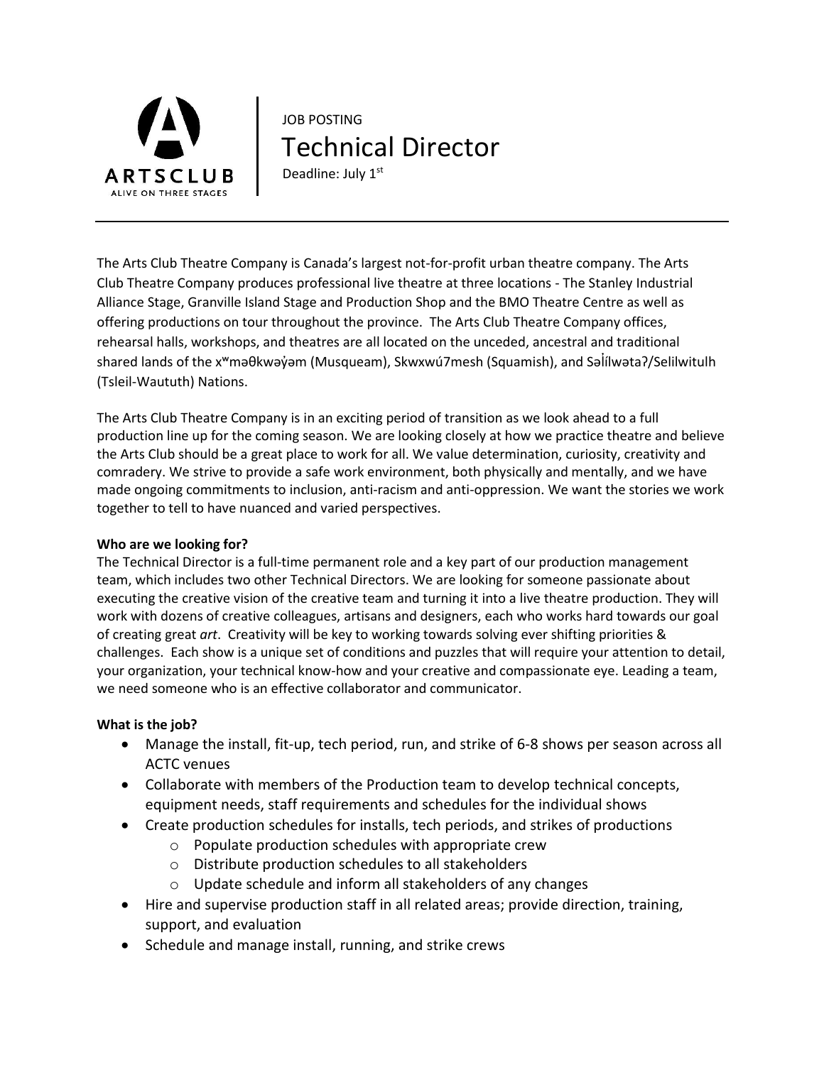ARTSCLUB
ALIVE ON THREE STAGES

JOB POSTING

# Technical Director

Deadline: July 1st

---

The Arts Club Theatre Company is Canada's largest not-for-profit urban theatre company. The Arts Club Theatre Company produces professional live theatre at three locations - The Stanley Industrial Alliance Stage, Granville Island Stage and Production Shop and the BMO Theatre Centre as well as offering productions on tour throughout the province. The Arts Club Theatre Company offices, rehearsal halls, workshops, and theatres are all located on the unceded, ancestral and traditional shared lands of the xʷməθkwəy̓əm (Musqueam), Skwxwú7mesh (Squamish), and Səl̓ílwətaʔ/Selilwitulh (Tsleil-Waututh) Nations.

The Arts Club Theatre Company is in an exciting period of transition as we look ahead to a full production line up for the coming season. We are looking closely at how we practice theatre and believe the Arts Club should be a great place to work for all. We value determination, curiosity, creativity and comradery. We strive to provide a safe work environment, both physically and mentally, and we have made ongoing commitments to inclusion, anti-racism and anti-oppression. We want the stories we work together to tell to have nuanced and varied perspectives.

**Who are we looking for?**

The Technical Director is a full-time permanent role and a key part of our production management team, which includes two other Technical Directors. We are looking for someone passionate about executing the creative vision of the creative team and turning it into a live theatre production. They will work with dozens of creative colleagues, artisans and designers, each who works hard towards our goal of creating great *art*. Creativity will be key to working towards solving ever shifting priorities & challenges. Each show is a unique set of conditions and puzzles that will require your attention to detail, your organization, your technical know-how and your creative and compassionate eye. Leading a team, we need someone who is an effective collaborator and communicator.

**What is the job?**

- Manage the install, fit-up, tech period, run, and strike of 6-8 shows per season across all ACTC venues
- Collaborate with members of the Production team to develop technical concepts, equipment needs, staff requirements and schedules for the individual shows
- Create production schedules for installs, tech periods, and strikes of productions
  - Populate production schedules with appropriate crew
  - Distribute production schedules to all stakeholders
  - Update schedule and inform all stakeholders of any changes
- Hire and supervise production staff in all related areas; provide direction, training, support, and evaluation
- Schedule and manage install, running, and strike crews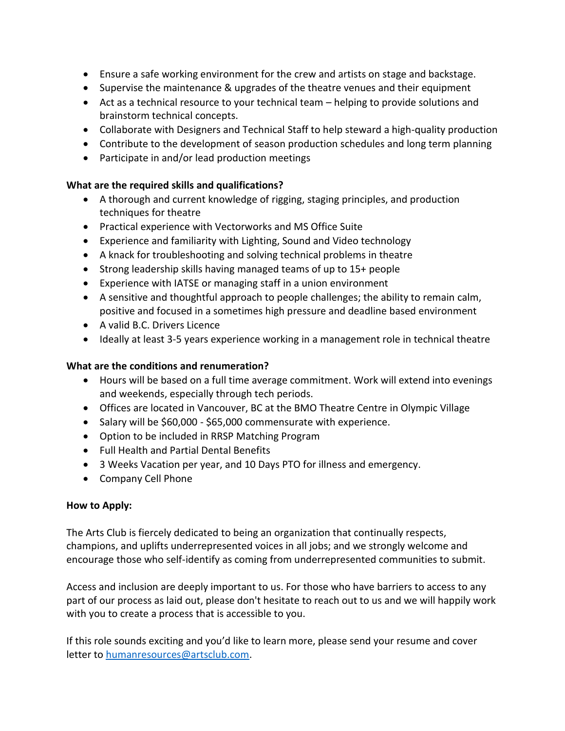- Ensure a safe working environment for the crew and artists on stage and backstage.
- Supervise the maintenance & upgrades of the theatre venues and their equipment
- Act as a technical resource to your technical team – helping to provide solutions and brainstorm technical concepts.
- Collaborate with Designers and Technical Staff to help steward a high-quality production
- Contribute to the development of season production schedules and long term planning
- Participate in and/or lead production meetings

**What are the required skills and qualifications?**

- A thorough and current knowledge of rigging, staging principles, and production techniques for theatre
- Practical experience with Vectorworks and MS Office Suite
- Experience and familiarity with Lighting, Sound and Video technology
- A knack for troubleshooting and solving technical problems in theatre
- Strong leadership skills having managed teams of up to 15+ people
- Experience with IATSE or managing staff in a union environment
- A sensitive and thoughtful approach to people challenges; the ability to remain calm, positive and focused in a sometimes high pressure and deadline based environment
- A valid B.C. Drivers Licence
- Ideally at least 3-5 years experience working in a management role in technical theatre

**What are the conditions and renumeration?**

- Hours will be based on a full time average commitment. Work will extend into evenings and weekends, especially through tech periods.
- Offices are located in Vancouver, BC at the BMO Theatre Centre in Olympic Village
- Salary will be $60,000 - $65,000 commensurate with experience.
- Option to be included in RRSP Matching Program
- Full Health and Partial Dental Benefits
- 3 Weeks Vacation per year, and 10 Days PTO for illness and emergency.
- Company Cell Phone

**How to Apply:**

The Arts Club is fiercely dedicated to being an organization that continually respects, champions, and uplifts underrepresented voices in all jobs; and we strongly welcome and encourage those who self-identify as coming from underrepresented communities to submit.

Access and inclusion are deeply important to us. For those who have barriers to access to any part of our process as laid out, please don't hesitate to reach out to us and we will happily work with you to create a process that is accessible to you.

If this role sounds exciting and you'd like to learn more, please send your resume and cover letter to humanresources@artsclub.com.